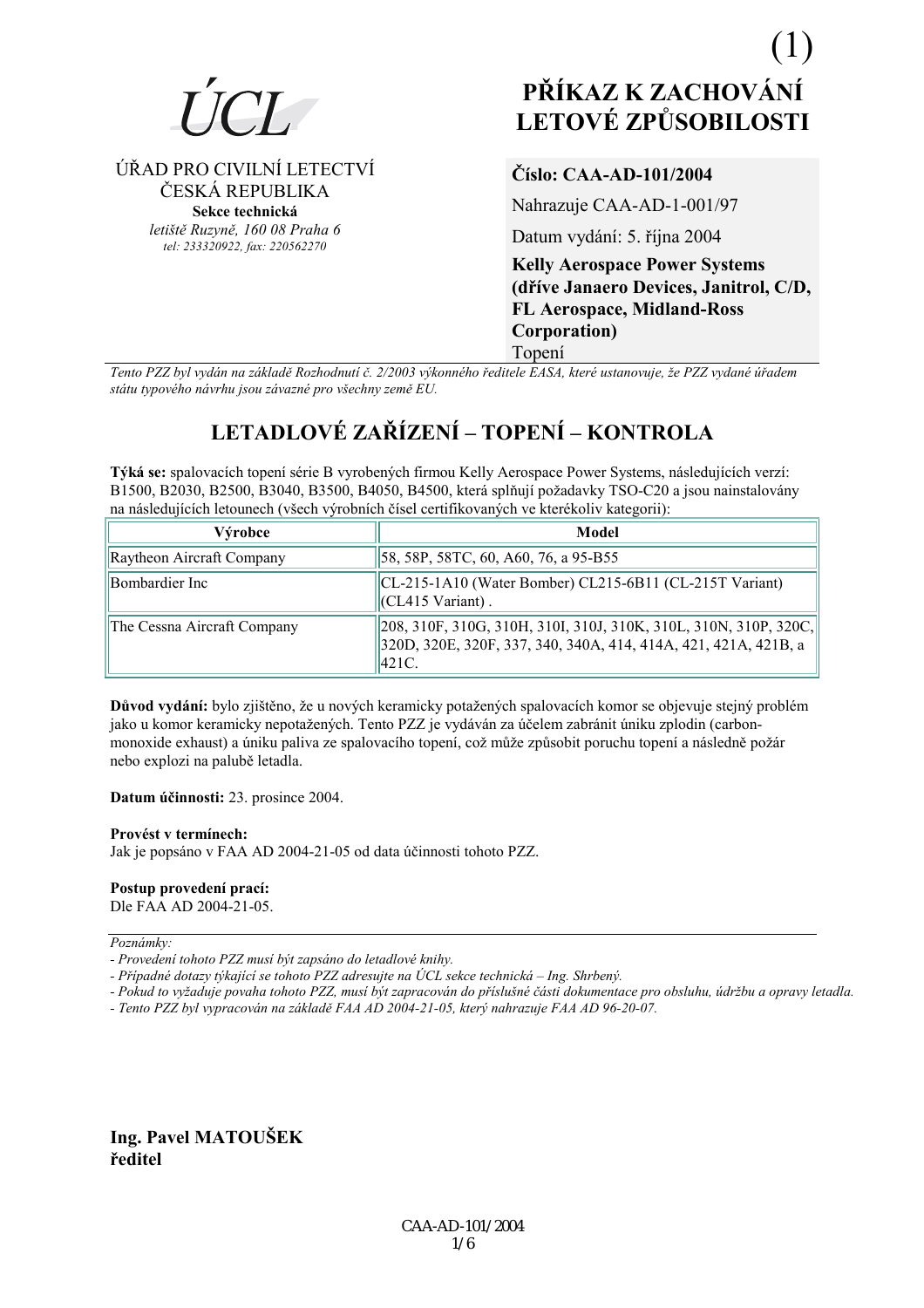(1)

ÚCL

ÚŘAD PRO CIVILNÍ LETECTVÍ
ČESKÁ REPUBLIKA
**Sekce technická**
*letiště Ruzyně, 160 08 Praha 6*
*tel: 233320922, fax: 220562270*

# PŘÍKAZ K ZACHOVÁNÍ LETOVÉ ZPŮSOBILOSTI

**Číslo: CAA-AD-101/2004**

Nahrazuje CAA-AD-1-001/97

Datum vydání: 5. října 2004

**Kelly Aerospace Power Systems (dříve Janaero Devices, Janitrol, C/D, FL Aerospace, Midland-Ross Corporation)**

Topení

*Tento PZZ byl vydán na základě Rozhodnutí č. 2/2003 výkonného ředitele EASA, které ustanovuje, že PZZ vydané úřadem státu typového návrhu jsou závazné pro všechny země EU.*

## LETADLOVÉ ZAŘÍZENÍ – TOPENÍ – KONTROLA

**Týká se:** spalovacích topení série B vyrobených firmou Kelly Aerospace Power Systems, následujících verzí: B1500, B2030, B2500, B3040, B3500, B4050, B4500, která splňují požadavky TSO-C20 a jsou nainstalovány na následujících letounech (všech výrobních čísel certifikovaných ve kterékoliv kategorii):

| Výrobce | Model |
|---|---|
| Raytheon Aircraft Company | 58, 58P, 58TC, 60, A60, 76, a 95-B55 |
| Bombardier Inc | CL-215-1A10 (Water Bomber) CL215-6B11 (CL-215T Variant) (CL415 Variant) . |
| The Cessna Aircraft Company | 208, 310F, 310G, 310H, 310I, 310J, 310K, 310L, 310N, 310P, 320C, 320D, 320E, 320F, 337, 340, 340A, 414, 414A, 421, 421A, 421B, a 421C. |

**Důvod vydání:** bylo zjištěno, že u nových keramicky potažených spalovacích komor se objevuje stejný problém jako u komor keramicky nepotažených. Tento PZZ je vydáván za účelem zabránit úniku zplodin (carbon-monoxide exhaust) a úniku paliva ze spalovacího topení, což může způsobit poruchu topení a následně požár nebo explozi na palubě letadla.

**Datum účinnosti:** 23. prosince 2004.

**Provést v termínech:**
Jak je popsáno v FAA AD 2004-21-05 od data účinnosti tohoto PZZ.

**Postup provedení prací:**
Dle FAA AD 2004-21-05.

*Poznámky:*
*- Provedení tohoto PZZ musí být zapsáno do letadlové knihy.*
*- Případné dotazy týkající se tohoto PZZ adresujte na ÚCL sekce technická – Ing. Shrbený.*
*- Pokud to vyžaduje povaha tohoto PZZ, musí být zapracován do příslušné části dokumentace pro obsluhu, údržbu a opravy letadla.*
*- Tento PZZ byl vypracován na základě FAA AD 2004-21-05, který nahrazuje FAA AD 96-20-07.*

**Ing. Pavel MATOUŠEK**
**ředitel**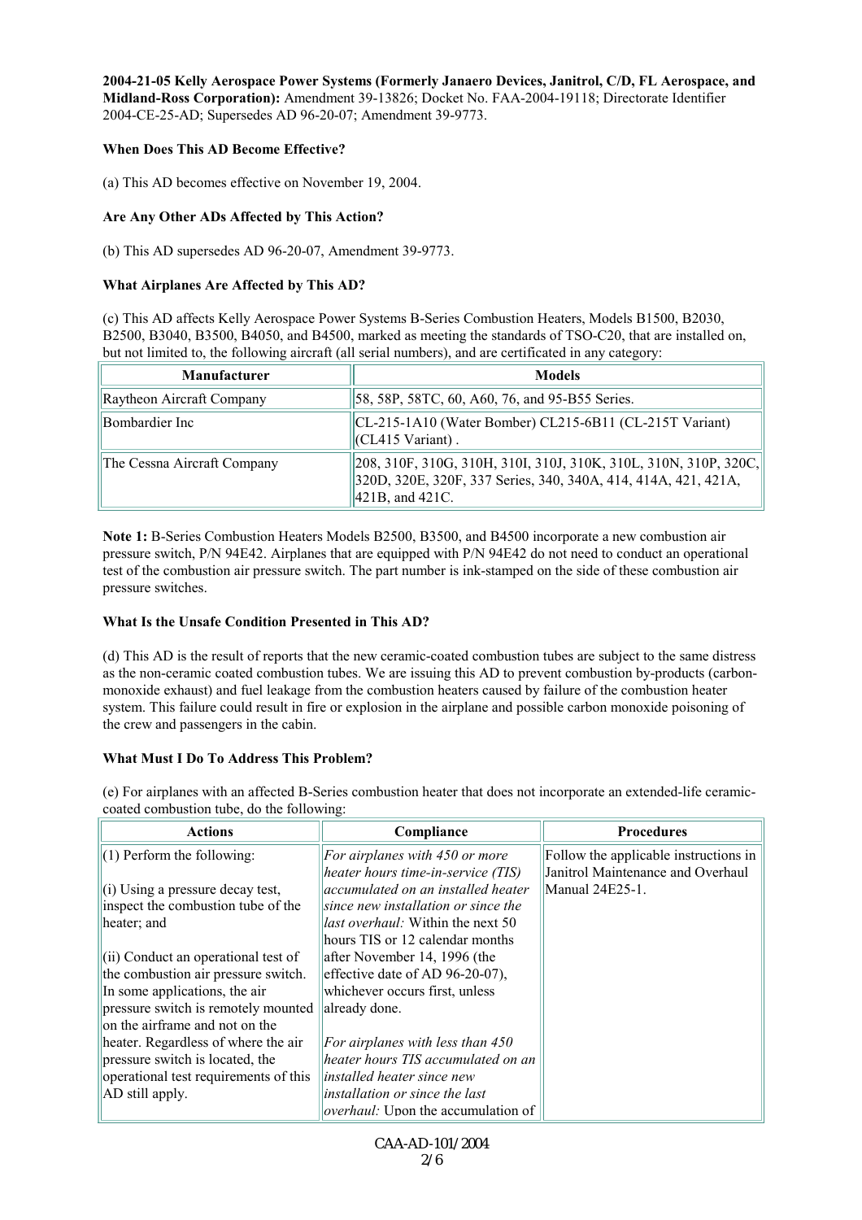**2004-21-05 Kelly Aerospace Power Systems (Formerly Janaero Devices, Janitrol, C/D, FL Aerospace, and Midland-Ross Corporation):** Amendment 39-13826; Docket No. FAA-2004-19118; Directorate Identifier 2004-CE-25-AD; Supersedes AD 96-20-07; Amendment 39-9773.

**When Does This AD Become Effective?**

(a) This AD becomes effective on November 19, 2004.

**Are Any Other ADs Affected by This Action?**

(b) This AD supersedes AD 96-20-07, Amendment 39-9773.

**What Airplanes Are Affected by This AD?**

(c) This AD affects Kelly Aerospace Power Systems B-Series Combustion Heaters, Models B1500, B2030, B2500, B3040, B3500, B4050, and B4500, marked as meeting the standards of TSO-C20, that are installed on, but not limited to, the following aircraft (all serial numbers), and are certificated in any category:

| Manufacturer | Models |
|---|---|
| Raytheon Aircraft Company | 58, 58P, 58TC, 60, A60, 76, and 95-B55 Series. |
| Bombardier Inc | CL-215-1A10 (Water Bomber) CL215-6B11 (CL-215T Variant) (CL415 Variant) . |
| The Cessna Aircraft Company | 208, 310F, 310G, 310H, 310I, 310J, 310K, 310L, 310N, 310P, 320C, 320D, 320E, 320F, 337 Series, 340, 340A, 414, 414A, 421, 421A, 421B, and 421C. |

**Note 1:** B-Series Combustion Heaters Models B2500, B3500, and B4500 incorporate a new combustion air pressure switch, P/N 94E42. Airplanes that are equipped with P/N 94E42 do not need to conduct an operational test of the combustion air pressure switch. The part number is ink-stamped on the side of these combustion air pressure switches.

**What Is the Unsafe Condition Presented in This AD?**

(d) This AD is the result of reports that the new ceramic-coated combustion tubes are subject to the same distress as the non-ceramic coated combustion tubes. We are issuing this AD to prevent combustion by-products (carbon-monoxide exhaust) and fuel leakage from the combustion heaters caused by failure of the combustion heater system. This failure could result in fire or explosion in the airplane and possible carbon monoxide poisoning of the crew and passengers in the cabin.

**What Must I Do To Address This Problem?**

(e) For airplanes with an affected B-Series combustion heater that does not incorporate an extended-life ceramic-coated combustion tube, do the following:

| Actions | Compliance | Procedures |
|---|---|---|
| (1) Perform the following:<br><br>(i) Using a pressure decay test, inspect the combustion tube of the heater; and<br><br>(ii) Conduct an operational test of the combustion air pressure switch. In some applications, the air pressure switch is remotely mounted on the airframe and not on the heater. Regardless of where the air pressure switch is located, the operational test requirements of this AD still apply. | *For airplanes with 450 or more heater hours time-in-service (TIS) accumulated on an installed heater since new installation or since the last overhaul:* Within the next 50 hours TIS or 12 calendar months after November 14, 1996 (the effective date of AD 96-20-07), whichever occurs first, unless already done.<br><br>*For airplanes with less than 450 heater hours TIS accumulated on an installed heater since new installation or since the last overhaul:* Upon the accumulation of | Follow the applicable instructions in Janitrol Maintenance and Overhaul Manual 24E25-1. |

CAA-AD-101/2004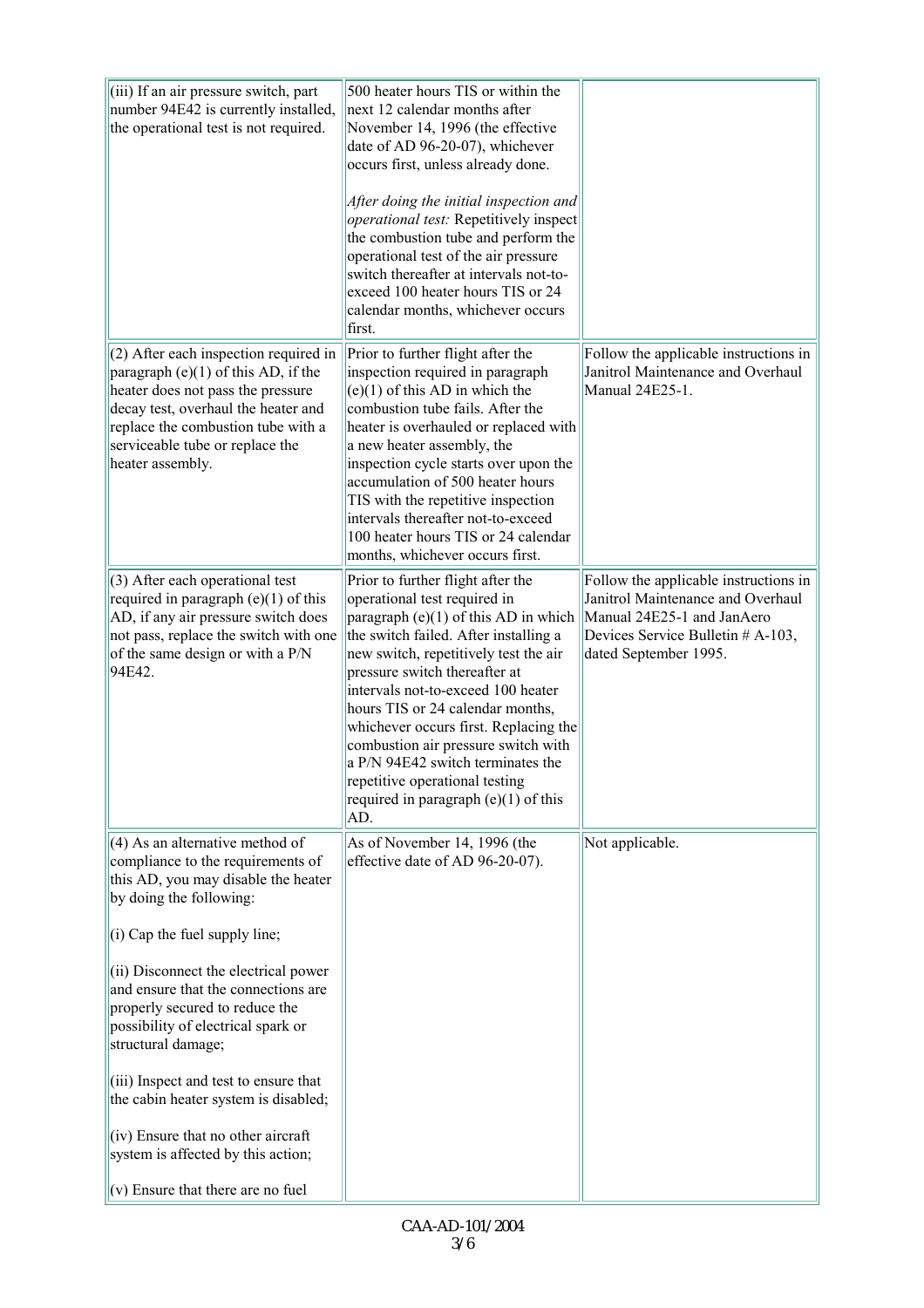| | | |
|---|---|---|
| (iii) If an air pressure switch, part number 94E42 is currently installed, the operational test is not required. | 500 heater hours TIS or within the next 12 calendar months after November 14, 1996 (the effective date of AD 96-20-07), whichever occurs first, unless already done.<br><br>*After doing the initial inspection and operational test:* Repetitively inspect the combustion tube and perform the operational test of the air pressure switch thereafter at intervals not-to-exceed 100 heater hours TIS or 24 calendar months, whichever occurs first. | |
| (2) After each inspection required in paragraph (e)(1) of this AD, if the heater does not pass the pressure decay test, overhaul the heater and replace the combustion tube with a serviceable tube or replace the heater assembly. | Prior to further flight after the inspection required in paragraph (e)(1) of this AD in which the combustion tube fails. After the heater is overhauled or replaced with a new heater assembly, the inspection cycle starts over upon the accumulation of 500 heater hours TIS with the repetitive inspection intervals thereafter not-to-exceed 100 heater hours TIS or 24 calendar months, whichever occurs first. | Follow the applicable instructions in Janitrol Maintenance and Overhaul Manual 24E25-1. |
| (3) After each operational test required in paragraph (e)(1) of this AD, if any air pressure switch does not pass, replace the switch with one of the same design or with a P/N 94E42. | Prior to further flight after the operational test required in paragraph (e)(1) of this AD in which the switch failed. After installing a new switch, repetitively test the air pressure switch thereafter at intervals not-to-exceed 100 heater hours TIS or 24 calendar months, whichever occurs first. Replacing the combustion air pressure switch with a P/N 94E42 switch terminates the repetitive operational testing required in paragraph (e)(1) of this AD. | Follow the applicable instructions in Janitrol Maintenance and Overhaul Manual 24E25-1 and JanAero Devices Service Bulletin # A-103, dated September 1995. |
| (4) As an alternative method of compliance to the requirements of this AD, you may disable the heater by doing the following:<br><br>(i) Cap the fuel supply line;<br><br>(ii) Disconnect the electrical power and ensure that the connections are properly secured to reduce the possibility of electrical spark or structural damage;<br><br>(iii) Inspect and test to ensure that the cabin heater system is disabled;<br><br>(iv) Ensure that no other aircraft system is affected by this action;<br><br>(v) Ensure that there are no fuel | As of November 14, 1996 (the effective date of AD 96-20-07). | Not applicable. |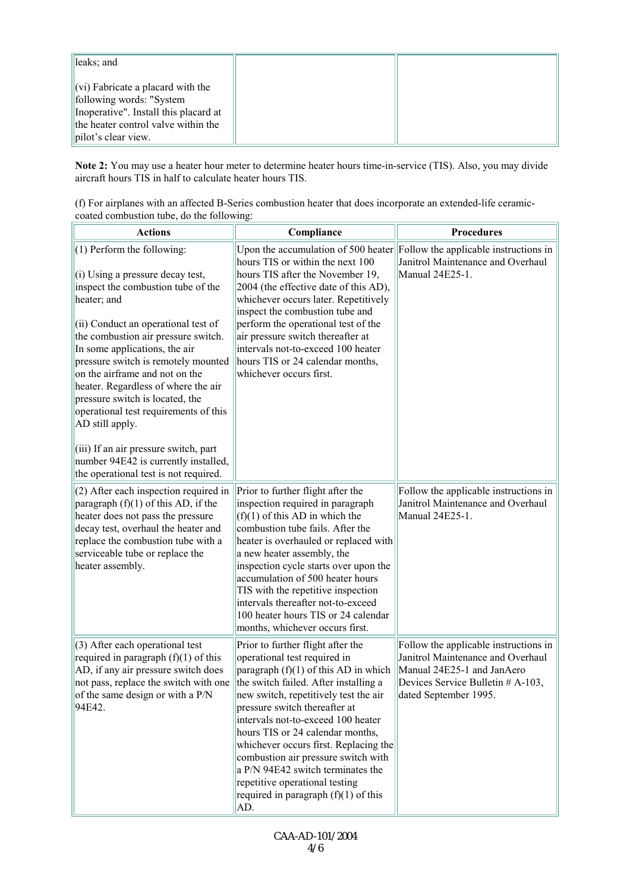| | | |
|---|---|---|
| leaks; and<br><br>(vi) Fabricate a placard with the following words: "System Inoperative". Install this placard at the heater control valve within the pilot's clear view. | | |

**Note 2:** You may use a heater hour meter to determine heater hours time-in-service (TIS). Also, you may divide aircraft hours TIS in half to calculate heater hours TIS.

(f) For airplanes with an affected B-Series combustion heater that does incorporate an extended-life ceramic-coated combustion tube, do the following:

| Actions | Compliance | Procedures |
|---|---|---|
| (1) Perform the following:<br><br>(i) Using a pressure decay test, inspect the combustion tube of the heater; and<br><br>(ii) Conduct an operational test of the combustion air pressure switch. In some applications, the air pressure switch is remotely mounted on the airframe and not on the heater. Regardless of where the air pressure switch is located, the operational test requirements of this AD still apply.<br><br>(iii) If an air pressure switch, part number 94E42 is currently installed, the operational test is not required. | Upon the accumulation of 500 heater hours TIS or within the next 100 hours TIS after the November 19, 2004 (the effective date of this AD), whichever occurs later. Repetitively inspect the combustion tube and perform the operational test of the air pressure switch thereafter at intervals not-to-exceed 100 heater hours TIS or 24 calendar months, whichever occurs first. | Follow the applicable instructions in Janitrol Maintenance and Overhaul Manual 24E25-1. |
| (2) After each inspection required in paragraph (f)(1) of this AD, if the heater does not pass the pressure decay test, overhaul the heater and replace the combustion tube with a serviceable tube or replace the heater assembly. | Prior to further flight after the inspection required in paragraph (f)(1) of this AD in which the combustion tube fails. After the heater is overhauled or replaced with a new heater assembly, the inspection cycle starts over upon the accumulation of 500 heater hours TIS with the repetitive inspection intervals thereafter not-to-exceed 100 heater hours TIS or 24 calendar months, whichever occurs first. | Follow the applicable instructions in Janitrol Maintenance and Overhaul Manual 24E25-1. |
| (3) After each operational test required in paragraph (f)(1) of this AD, if any air pressure switch does not pass, replace the switch with one of the same design or with a P/N 94E42. | Prior to further flight after the operational test required in paragraph (f)(1) of this AD in which the switch failed. After installing a new switch, repetitively test the air pressure switch thereafter at intervals not-to-exceed 100 heater hours TIS or 24 calendar months, whichever occurs first. Replacing the combustion air pressure switch with a P/N 94E42 switch terminates the repetitive operational testing required in paragraph (f)(1) of this AD. | Follow the applicable instructions in Janitrol Maintenance and Overhaul Manual 24E25-1 and JanAero Devices Service Bulletin # A-103, dated September 1995. |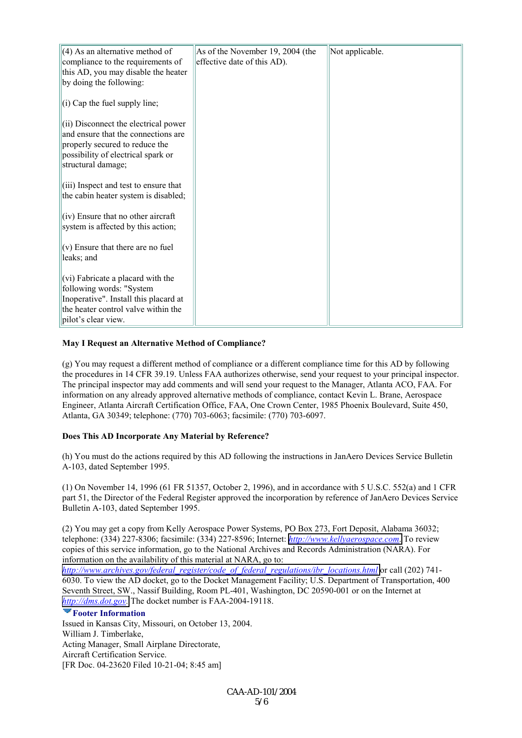| (4) As an alternative method of compliance to the requirements of this AD, you may disable the heater by doing the following:<br><br>(i) Cap the fuel supply line;<br><br>(ii) Disconnect the electrical power and ensure that the connections are properly secured to reduce the possibility of electrical spark or structural damage;<br><br>(iii) Inspect and test to ensure that the cabin heater system is disabled;<br><br>(iv) Ensure that no other aircraft system is affected by this action;<br><br>(v) Ensure that there are no fuel leaks; and<br><br>(vi) Fabricate a placard with the following words: "System Inoperative". Install this placard at the heater control valve within the pilot's clear view. | As of the November 19, 2004 (the effective date of this AD). | Not applicable. |
|---|---|---|

**May I Request an Alternative Method of Compliance?**

(g) You may request a different method of compliance or a different compliance time for this AD by following the procedures in 14 CFR 39.19. Unless FAA authorizes otherwise, send your request to your principal inspector. The principal inspector may add comments and will send your request to the Manager, Atlanta ACO, FAA. For information on any already approved alternative methods of compliance, contact Kevin L. Brane, Aerospace Engineer, Atlanta Aircraft Certification Office, FAA, One Crown Center, 1985 Phoenix Boulevard, Suite 450, Atlanta, GA 30349; telephone: (770) 703-6063; facsimile: (770) 703-6097.

**Does This AD Incorporate Any Material by Reference?**

(h) You must do the actions required by this AD following the instructions in JanAero Devices Service Bulletin A-103, dated September 1995.

(1) On November 14, 1996 (61 FR 51357, October 2, 1996), and in accordance with 5 U.S.C. 552(a) and 1 CFR part 51, the Director of the Federal Register approved the incorporation by reference of JanAero Devices Service Bulletin A-103, dated September 1995.

(2) You may get a copy from Kelly Aerospace Power Systems, PO Box 273, Fort Deposit, Alabama 36032; telephone: (334) 227-8306; facsimile: (334) 227-8596; Internet: http://www.kellyaerospace.com. To review copies of this service information, go to the National Archives and Records Administration (NARA). For information on the availability of this material at NARA, go to: http://www.archives.gov/federal_register/code_of_federal_regulations/ibr_locations.html or call (202) 741-6030. To view the AD docket, go to the Docket Management Facility; U.S. Department of Transportation, 400 Seventh Street, SW., Nassif Building, Room PL-401, Washington, DC 20590-001 or on the Internet at http://dms.dot.gov. The docket number is FAA-2004-19118.

**Footer Information**

Issued in Kansas City, Missouri, on October 13, 2004.
William J. Timberlake,
Acting Manager, Small Airplane Directorate,
Aircraft Certification Service.
[FR Doc. 04-23620 Filed 10-21-04; 8:45 am]

CAA-AD-101/2004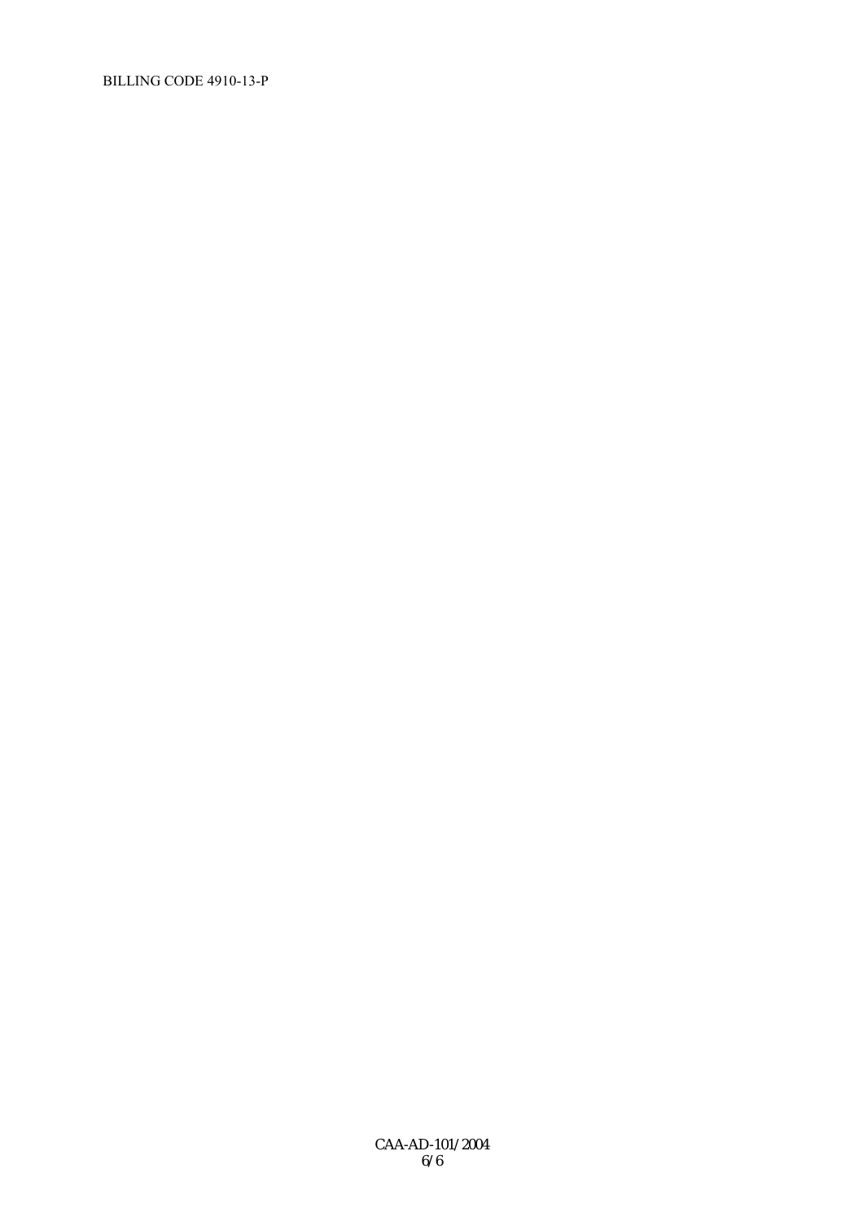BILLING CODE 4910-13-P